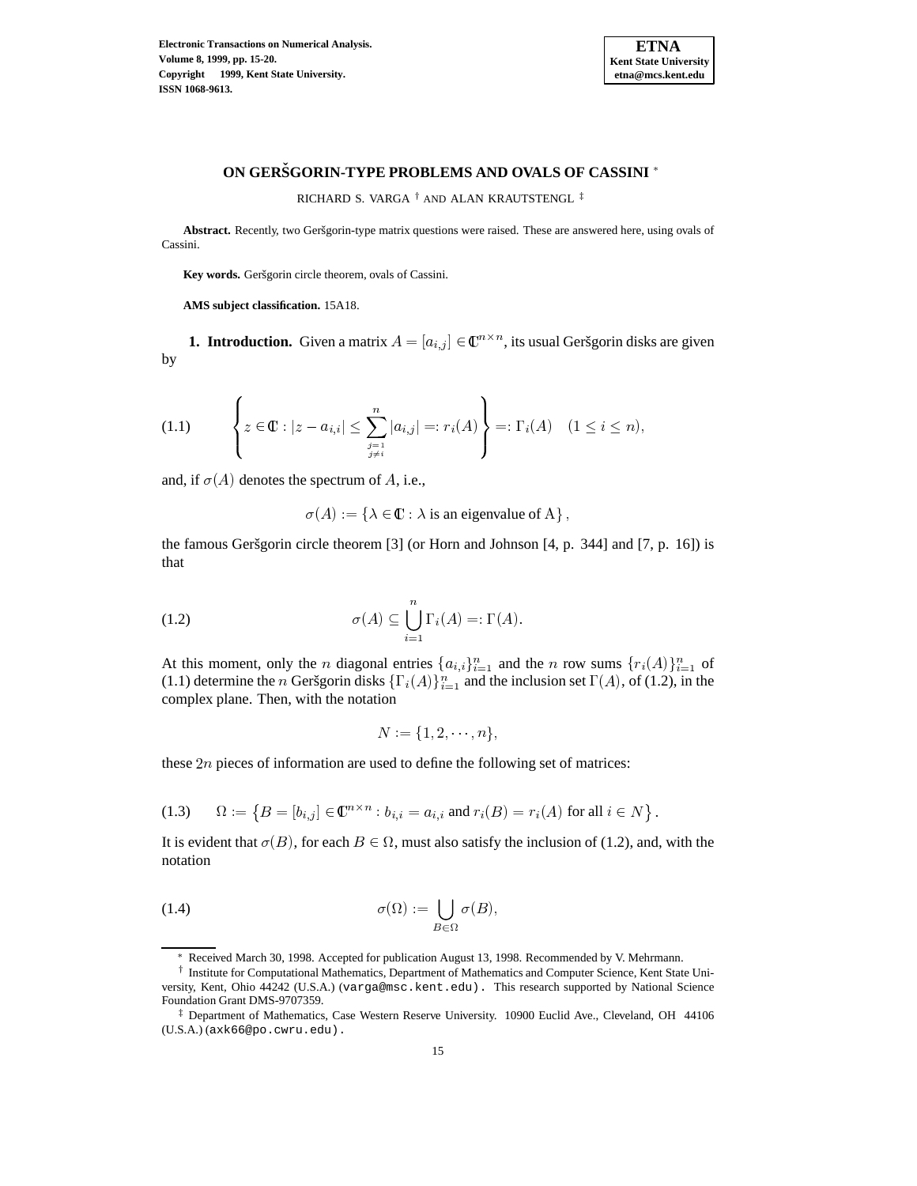# ON GERŠGORIN-TYPE PROBLEMS AND OVALS OF CASSINI [*]

RICHARD S. VARGA [†] AND ALAN KRAUTSTENGL [‡]

**Abstract.** Recently, two Geršgorin-type matrix questions were raised. These are answered here, using ovals of Cassini.

**Key words.** Geršgorin circle theorem, ovals of Cassini.

**AMS subject classification.** 15A18.

**1. Introduction.** Given a matrix $A = [a_{i,j}] \in \mathbb{C}^{n \times n}$, its usual Geršgorin disks are given by

$$\left\{ z \in \mathbb{C} : |z - a_{i,i}| \leq \sum_{\substack{j=1 \\ j \neq i}}^{n} |a_{i,j}| =: r_i(A) \right\} =: \Gamma_i(A) \quad (1 \leq i \leq n), \tag{1.1}$$

and, if $\sigma(A)$ denotes the spectrum of $A$, i.e.,

$$\sigma(A) := \{\lambda \in \mathbb{C} : \lambda \text{ is an eigenvalue of A}\},$$

the famous Geršgorin circle theorem [3] (or Horn and Johnson [4, p. 344] and [7, p. 16]) is that

$$\sigma(A) \subseteq \bigcup_{i=1}^{n} \Gamma_i(A) =: \Gamma(A). \tag{1.2}$$

At this moment, only the $n$ diagonal entries $\{a_{i,i}\}_{i=1}^n$ and the $n$ row sums $\{r_i(A)\}_{i=1}^n$ of (1.1) determine the $n$ Geršgorin disks $\{\Gamma_i(A)\}_{i=1}^n$ and the inclusion set $\Gamma(A)$, of (1.2), in the complex plane. Then, with the notation

$$N := \{1, 2, \cdots, n\},$$

these $2n$ pieces of information are used to define the following set of matrices:

$$\Omega := \left\{ B = [b_{i,j}] \in \mathbb{C}^{n \times n} : b_{i,i} = a_{i,i} \text{ and } r_i(B) = r_i(A) \text{ for all } i \in N \right\}. \tag{1.3}$$

It is evident that $\sigma(B)$, for each $B \in \Omega$, must also satisfy the inclusion of (1.2), and, with the notation

$$\sigma(\Omega) := \bigcup_{B \in \Omega} \sigma(B), \tag{1.4}$$

---

[*] Received March 30, 1998. Accepted for publication August 13, 1998. Recommended by V. Mehrmann.

[†] Institute for Computational Mathematics, Department of Mathematics and Computer Science, Kent State University, Kent, Ohio 44242 (U.S.A.) (varga@msc.kent.edu). This research supported by National Science Foundation Grant DMS-9707359.

[‡] Department of Mathematics, Case Western Reserve University. 10900 Euclid Ave., Cleveland, OH 44106 (U.S.A.) (axk66@po.cwru.edu).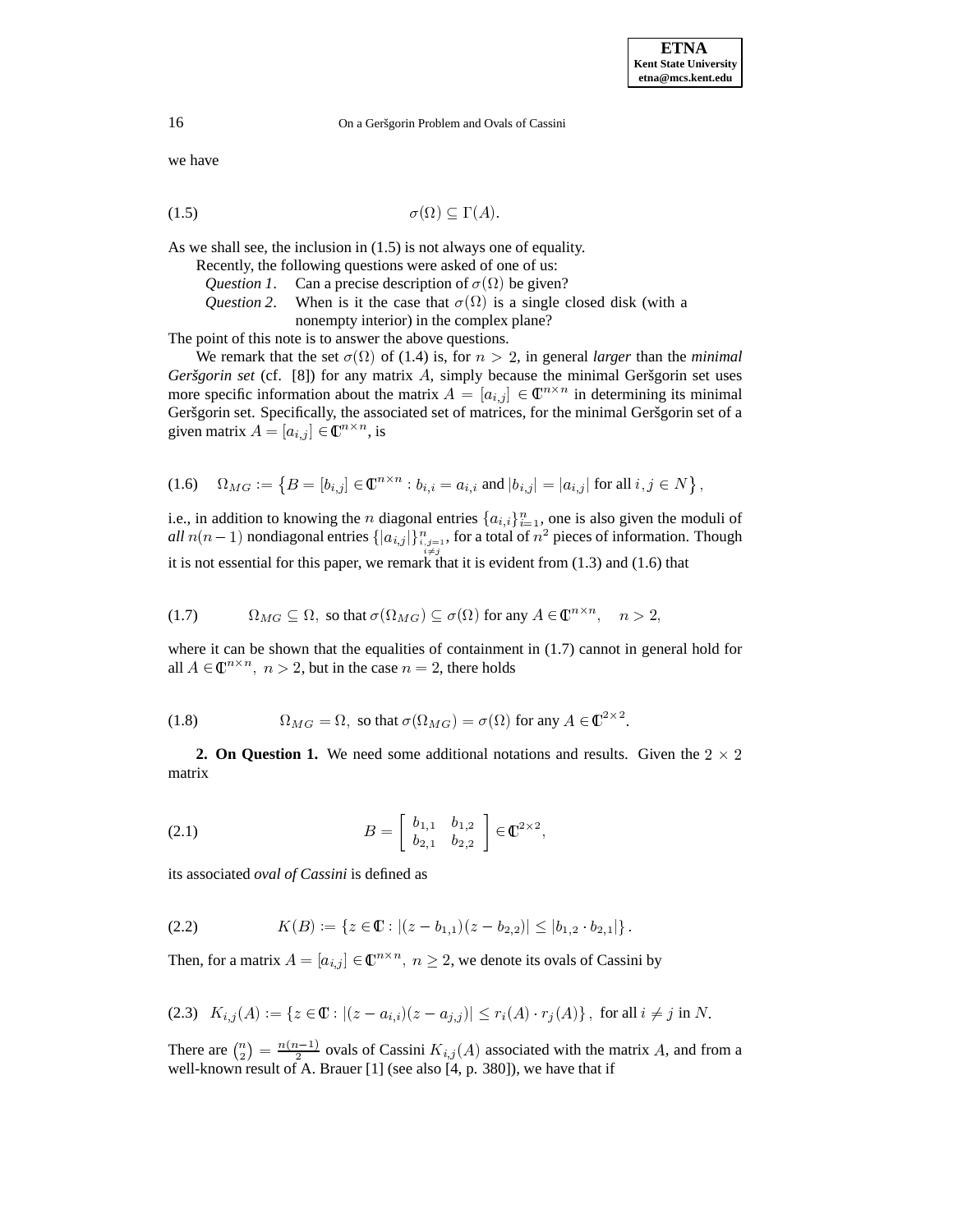we have

$$\sigma(\Omega) \subseteq \Gamma(A). \tag{1.5}$$

As we shall see, the inclusion in (1.5) is not always one of equality.

Recently, the following questions were asked of one of us:

*Question 1*. Can a precise description of $\sigma(\Omega)$ be given?

*Question 2*. When is it the case that $\sigma(\Omega)$ is a single closed disk (with a nonempty interior) in the complex plane?

The point of this note is to answer the above questions.

We remark that the set $\sigma(\Omega)$ of (1.4) is, for $n > 2$, in general *larger* than the *minimal Geršgorin set* (cf. [8]) for any matrix $A$, simply because the minimal Geršgorin set uses more specific information about the matrix $A = [a_{i,j}] \in \mathbb{C}^{n\times n}$ in determining its minimal Geršgorin set. Specifically, the associated set of matrices, for the minimal Geršgorin set of a given matrix $A = [a_{i,j}] \in \mathbb{C}^{n\times n}$, is

$$\Omega_{MG} := \left\{B = [b_{i,j}] \in \mathbb{C}^{n\times n} : b_{i,i} = a_{i,i} \text{ and } |b_{i,j}| = |a_{i,j}| \text{ for all } i,j \in N\right\}, \tag{1.6}$$

i.e., in addition to knowing the $n$ diagonal entries $\{a_{i,i}\}_{i=1}^{n}$, one is also given the moduli of *all* $n(n-1)$ nondiagonal entries $\{|a_{i,j}|\}_{\substack{i,j=1\\ i\neq j}}^{n}$, for a total of $n^2$ pieces of information. Though it is not essential for this paper, we remark that it is evident from (1.3) and (1.6) that

$$\Omega_{MG} \subseteq \Omega, \text{ so that } \sigma(\Omega_{MG}) \subseteq \sigma(\Omega) \text{ for any } A \in \mathbb{C}^{n\times n}, \quad n > 2, \tag{1.7}$$

where it can be shown that the equalities of containment in (1.7) cannot in general hold for all $A \in \mathbb{C}^{n\times n}$, $n > 2$, but in the case $n = 2$, there holds

$$\Omega_{MG} = \Omega, \text{ so that } \sigma(\Omega_{MG}) = \sigma(\Omega) \text{ for any } A \in \mathbb{C}^{2\times 2}. \tag{1.8}$$

**2. On Question 1.** We need some additional notations and results. Given the $2 \times 2$ matrix

$$B = \begin{bmatrix} b_{1,1} & b_{1,2} \\ b_{2,1} & b_{2,2} \end{bmatrix} \in \mathbb{C}^{2\times 2}, \tag{2.1}$$

its associated *oval of Cassini* is defined as

$$K(B) := \{z \in \mathbb{C} : |(z - b_{1,1})(z - b_{2,2})| \leq |b_{1,2} \cdot b_{2,1}|\}. \tag{2.2}$$

Then, for a matrix $A = [a_{i,j}] \in \mathbb{C}^{n\times n}$, $n \geq 2$, we denote its ovals of Cassini by

$$K_{i,j}(A) := \{z \in \mathbb{C} : |(z - a_{i,i})(z - a_{j,j})| \leq r_i(A) \cdot r_j(A)\}, \text{ for all } i \neq j \text{ in } N. \tag{2.3}$$

There are $\binom{n}{2} = \frac{n(n-1)}{2}$ ovals of Cassini $K_{i,j}(A)$ associated with the matrix $A$, and from a well-known result of A. Brauer [1] (see also [4, p. 380]), we have that if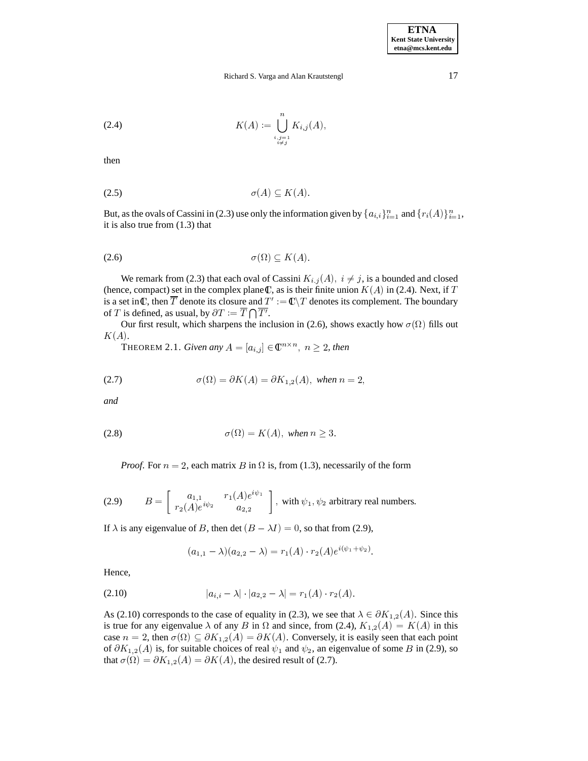$$K(A) := \bigcup_{\substack{i,j=1 \\ i \neq j}}^{n} K_{i,j}(A), \tag{2.4}$$

then

$$\sigma(A) \subseteq K(A). \tag{2.5}$$

But, as the ovals of Cassini in (2.3) use only the information given by $\{a_{i,i}\}_{i=1}^{n}$ and $\{r_i(A)\}_{i=1}^{n}$, it is also true from (1.3) that

$$\sigma(\Omega) \subseteq K(A). \tag{2.6}$$

We remark from (2.3) that each oval of Cassini $K_{i,j}(A),\ i \neq j$, is a bounded and closed (hence, compact) set in the complex plane $\mathbb{C}$, as is their finite union $K(A)$ in (2.4). Next, if $T$ is a set in $\mathbb{C}$, then $\overline{T}$ denote its closure and $T' := \mathbb{C}\backslash T$ denotes its complement. The boundary of $T$ is defined, as usual, by $\partial T := \overline{T} \bigcap \overline{T'}$.

Our first result, which sharpens the inclusion in (2.6), shows exactly how $\sigma(\Omega)$ fills out $K(A)$.

THEOREM 2.1. *Given any $A = [a_{i,j}] \in \mathbb{C}^{n \times n},\ n \geq 2$, then*

$$\sigma(\Omega) = \partial K(A) = \partial K_{1,2}(A),\ \textit{when}\ n = 2, \tag{2.7}$$

*and*

$$\sigma(\Omega) = K(A),\ \textit{when}\ n \geq 3. \tag{2.8}$$

*Proof.* For $n = 2$, each matrix $B$ in $\Omega$ is, from (1.3), necessarily of the form

$$B = \begin{bmatrix} a_{1,1} & r_1(A)e^{i\psi_1} \\ r_2(A)e^{i\psi_2} & a_{2,2} \end{bmatrix},\ \text{with } \psi_1, \psi_2 \text{ arbitrary real numbers.} \tag{2.9}$$

If $\lambda$ is any eigenvalue of $B$, then $\det(B - \lambda I) = 0$, so that from (2.9),

$$(a_{1,1} - \lambda)(a_{2,2} - \lambda) = r_1(A) \cdot r_2(A)e^{i(\psi_1 + \psi_2)}.$$

Hence,

$$|a_{i,i} - \lambda| \cdot |a_{2,2} - \lambda| = r_1(A) \cdot r_2(A). \tag{2.10}$$

As (2.10) corresponds to the case of equality in (2.3), we see that $\lambda \in \partial K_{1,2}(A)$. Since this is true for any eigenvalue $\lambda$ of any $B$ in $\Omega$ and since, from (2.4), $K_{1,2}(A) = K(A)$ in this case $n = 2$, then $\sigma(\Omega) \subseteq \partial K_{1,2}(A) = \partial K(A)$. Conversely, it is easily seen that each point of $\partial K_{1,2}(A)$ is, for suitable choices of real $\psi_1$ and $\psi_2$, an eigenvalue of some $B$ in (2.9), so that $\sigma(\Omega) = \partial K_{1,2}(A) = \partial K(A)$, the desired result of (2.7).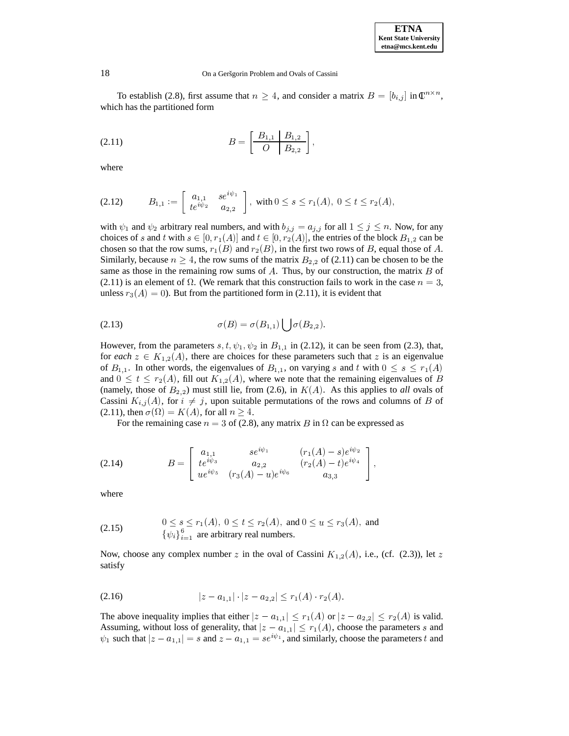To establish (2.8), first assume that $n \geq 4$, and consider a matrix $B = [b_{i,j}]$ in $\mathbb{C}^{n \times n}$, which has the partitioned form

$$B = \left[ \begin{array}{c|c} B_{1,1} & B_{1,2} \\ \hline O & B_{2,2} \end{array} \right], \tag{2.11}$$

where

$$B_{1,1} := \begin{bmatrix} a_{1,1} & se^{i\psi_1} \\ te^{i\psi_2} & a_{2,2} \end{bmatrix}, \text{ with } 0 \leq s \leq r_1(A), \ 0 \leq t \leq r_2(A), \tag{2.12}$$

with $\psi_1$ and $\psi_2$ arbitrary real numbers, and with $b_{j,j} = a_{j,j}$ for all $1 \leq j \leq n$. Now, for any choices of $s$ and $t$ with $s \in [0, r_1(A)]$ and $t \in [0, r_2(A)]$, the entries of the block $B_{1,2}$ can be chosen so that the row sums, $r_1(B)$ and $r_2(B)$, in the first two rows of $B$, equal those of $A$. Similarly, because $n \geq 4$, the row sums of the matrix $B_{2,2}$ of (2.11) can be chosen to be the same as those in the remaining row sums of $A$. Thus, by our construction, the matrix $B$ of (2.11) is an element of $\Omega$. (We remark that this construction fails to work in the case $n = 3$, unless $r_3(A) = 0$). But from the partitioned form in (2.11), it is evident that

$$\sigma(B) = \sigma(B_{1,1}) \bigcup \sigma(B_{2,2}). \tag{2.13}$$

However, from the parameters $s, t, \psi_1, \psi_2$ in $B_{1,1}$ in (2.12), it can be seen from (2.3), that, for *each* $z \in K_{1,2}(A)$, there are choices for these parameters such that $z$ is an eigenvalue of $B_{1,1}$. In other words, the eigenvalues of $B_{1,1}$, on varying $s$ and $t$ with $0 \leq s \leq r_1(A)$ and $0 \leq t \leq r_2(A)$, fill out $K_{1,2}(A)$, where we note that the remaining eigenvalues of $B$ (namely, those of $B_{2,2}$) must still lie, from (2.6), in $K(A)$. As this applies to *all* ovals of Cassini $K_{i,j}(A)$, for $i \neq j$, upon suitable permutations of the rows and columns of $B$ of (2.11), then $\sigma(\Omega) = K(A)$, for all $n \geq 4$.

For the remaining case $n = 3$ of (2.8), any matrix $B$ in $\Omega$ can be expressed as

$$B = \begin{bmatrix} a_{1,1} & se^{i\psi_1} & (r_1(A) - s)e^{i\psi_2} \\ te^{i\psi_3} & a_{2,2} & (r_2(A) - t)e^{i\psi_4} \\ ue^{i\psi_5} & (r_3(A) - u)e^{i\psi_6} & a_{3,3} \end{bmatrix}, \tag{2.14}$$

where

$$0 \leq s \leq r_1(A), \ 0 \leq t \leq r_2(A), \text{ and } 0 \leq u \leq r_3(A), \text{ and } \{\psi_i\}_{i=1}^{6} \text{ are arbitrary real numbers.} \tag{2.15}$$

Now, choose any complex number $z$ in the oval of Cassini $K_{1,2}(A)$, i.e., (cf. (2.3)), let $z$ satisfy

$$|z - a_{1,1}| \cdot |z - a_{2,2}| \leq r_1(A) \cdot r_2(A). \tag{2.16}$$

The above inequality implies that either $|z - a_{1,1}| \leq r_1(A)$ or $|z - a_{2,2}| \leq r_2(A)$ is valid. Assuming, without loss of generality, that $|z - a_{1,1}| \leq r_1(A)$, choose the parameters $s$ and $\psi_1$ such that $|z - a_{1,1}| = s$ and $z - a_{1,1} = se^{i\psi_1}$, and similarly, choose the parameters $t$ and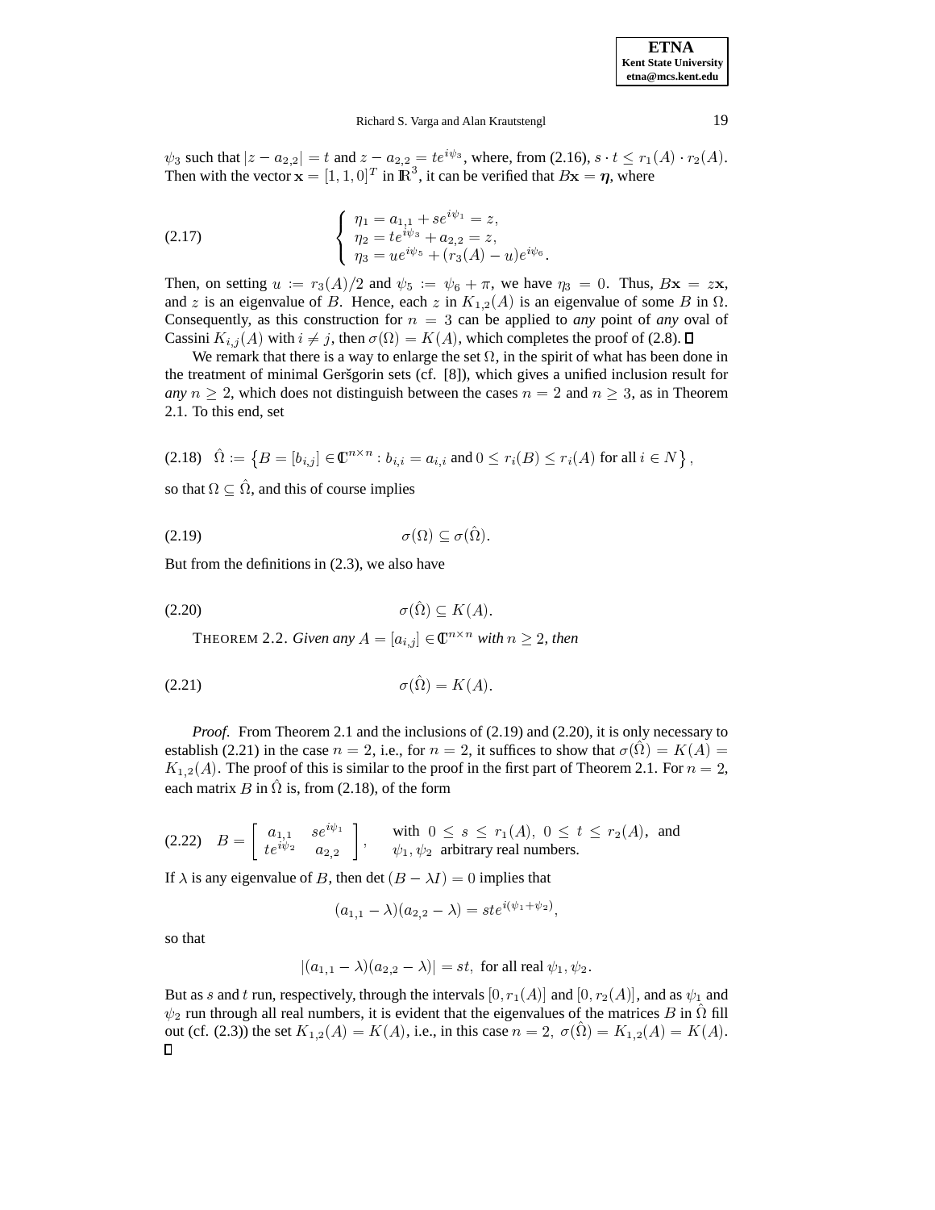$\psi_3$ such that $|z - a_{2,2}| = t$ and $z - a_{2,2} = te^{i\psi_3}$, where, from (2.16), $s \cdot t \leq r_1(A) \cdot r_2(A)$. Then with the vector $\mathbf{x} = [1, 1, 0]^T$ in $\mathbb{R}^3$, it can be verified that $B\mathbf{x} = \boldsymbol{\eta}$, where

$$
\left\{
\begin{array}{l}
\eta_1 = a_{1,1} + se^{i\psi_1} = z, \\
\eta_2 = te^{i\psi_3} + a_{2,2} = z, \\
\eta_3 = ue^{i\psi_5} + (r_3(A) - u)e^{i\psi_6}.
\end{array}
\right.
\tag{2.17}
$$

Then, on setting $u := r_3(A)/2$ and $\psi_5 := \psi_6 + \pi$, we have $\eta_3 = 0$. Thus, $B\mathbf{x} = z\mathbf{x}$, and $z$ is an eigenvalue of $B$. Hence, each $z$ in $K_{1,2}(A)$ is an eigenvalue of some $B$ in $\Omega$. Consequently, as this construction for $n = 3$ can be applied to *any* point of *any* oval of Cassini $K_{i,j}(A)$ with $i \neq j$, then $\sigma(\Omega) = K(A)$, which completes the proof of (2.8). ∎

We remark that there is a way to enlarge the set $\Omega$, in the spirit of what has been done in the treatment of minimal Geršgorin sets (cf. [8]), which gives a unified inclusion result for *any* $n \geq 2$, which does not distinguish between the cases $n = 2$ and $n \geq 3$, as in Theorem 2.1. To this end, set

$$
\hat{\Omega} := \left\{ B = [b_{i,j}] \in \mathbb{C}^{n \times n} : b_{i,i} = a_{i,i} \text{ and } 0 \leq r_i(B) \leq r_i(A) \text{ for all } i \in N \right\}, \tag{2.18}
$$

so that $\Omega \subseteq \hat{\Omega}$, and this of course implies

$$
\sigma(\Omega) \subseteq \sigma(\hat{\Omega}). \tag{2.19}
$$

But from the definitions in (2.3), we also have

$$
\sigma(\hat{\Omega}) \subseteq K(A). \tag{2.20}
$$

THEOREM 2.2. *Given any $A = [a_{i,j}] \in \mathbb{C}^{n \times n}$ with $n \geq 2$, then*

$$
\sigma(\hat{\Omega}) = K(A). \tag{2.21}
$$

*Proof.* From Theorem 2.1 and the inclusions of (2.19) and (2.20), it is only necessary to establish (2.21) in the case $n = 2$, i.e., for $n = 2$, it suffices to show that $\sigma(\hat{\Omega}) = K(A) = K_{1,2}(A)$. The proof of this is similar to the proof in the first part of Theorem 2.1. For $n = 2$, each matrix $B$ in $\hat{\Omega}$ is, from (2.18), of the form

$$
B = \begin{bmatrix} a_{1,1} & se^{i\psi_1} \\ te^{i\psi_2} & a_{2,2} \end{bmatrix}, \quad \text{with } 0 \leq s \leq r_1(A),\ 0 \leq t \leq r_2(A), \text{ and } \psi_1, \psi_2 \text{ arbitrary real numbers.} \tag{2.22}
$$

If $\lambda$ is any eigenvalue of $B$, then $\det(B - \lambda I) = 0$ implies that

$$
(a_{1,1} - \lambda)(a_{2,2} - \lambda) = ste^{i(\psi_1 + \psi_2)},
$$

so that

$$
|(a_{1,1} - \lambda)(a_{2,2} - \lambda)| = st, \text{ for all real } \psi_1, \psi_2.
$$

But as $s$ and $t$ run, respectively, through the intervals $[0, r_1(A)]$ and $[0, r_2(A)]$, and as $\psi_1$ and $\psi_2$ run through all real numbers, it is evident that the eigenvalues of the matrices $B$ in $\hat{\Omega}$ fill out (cf. (2.3)) the set $K_{1,2}(A) = K(A)$, i.e., in this case $n = 2$, $\sigma(\hat{\Omega}) = K_{1,2}(A) = K(A)$. ∎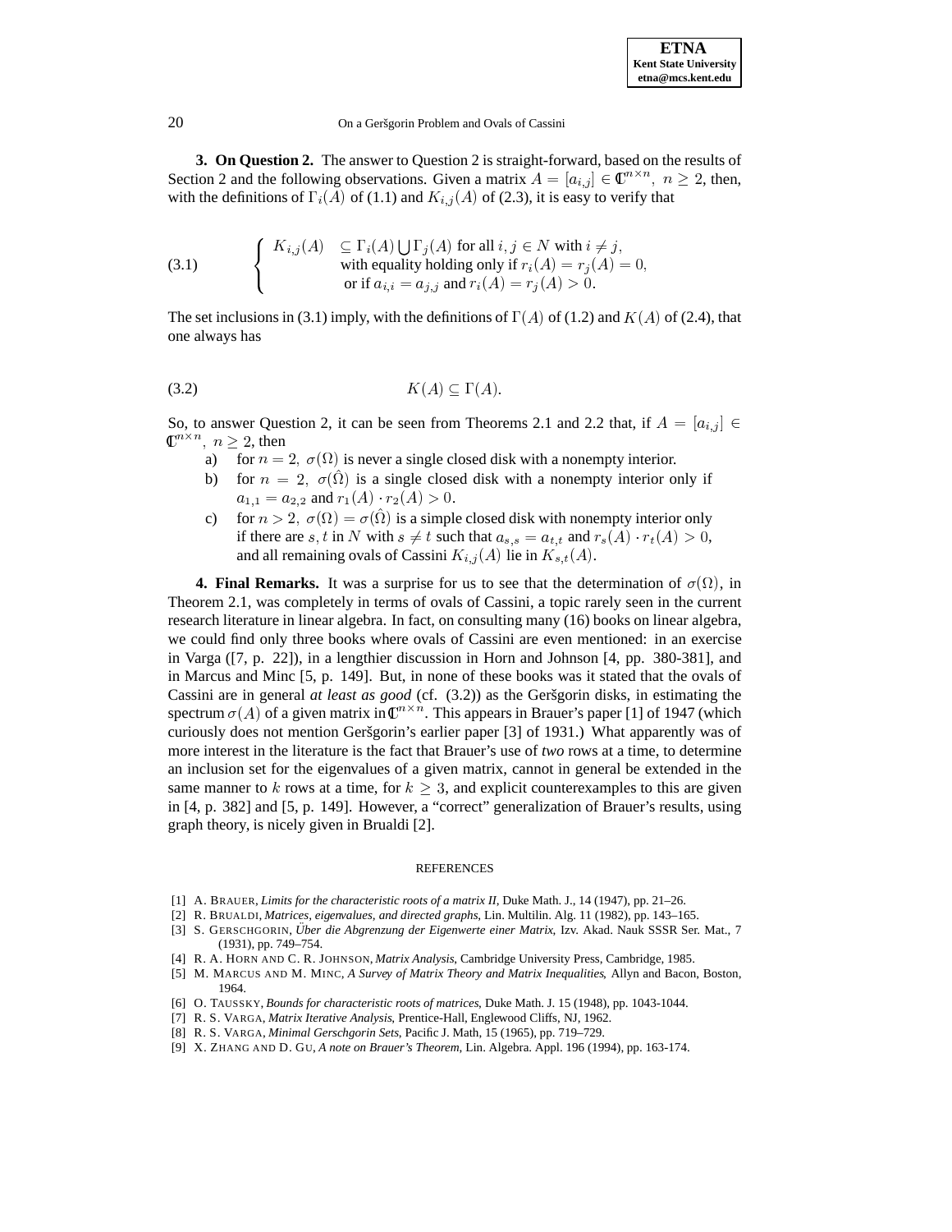**3. On Question 2.** The answer to Question 2 is straight-forward, based on the results of Section 2 and the following observations. Given a matrix $A = [a_{i,j}] \in \mathbb{C}^{n \times n},\ n \geq 2$, then, with the definitions of $\Gamma_i(A)$ of (1.1) and $K_{i,j}(A)$ of (2.3), it is easy to verify that

$$
(3.1) \qquad \begin{cases} K_{i,j}(A) & \subseteq \Gamma_i(A) \bigcup \Gamma_j(A) \text{ for all } i,j \in N \text{ with } i \neq j, \\ & \text{with equality holding only if } r_i(A) = r_j(A) = 0, \\ & \text{ or if } a_{i,i} = a_{j,j} \text{ and } r_i(A) = r_j(A) > 0. \end{cases}
$$

The set inclusions in (3.1) imply, with the definitions of $\Gamma(A)$ of (1.2) and $K(A)$ of (2.4), that one always has

$$
(3.2) \qquad K(A) \subseteq \Gamma(A).
$$

So, to answer Question 2, it can be seen from Theorems 2.1 and 2.2 that, if $A = [a_{i,j}] \in \mathbb{C}^{n \times n},\ n \geq 2$, then

a) for $n = 2,\ \sigma(\Omega)$ is never a single closed disk with a nonempty interior.

b) for $n = 2,\ \sigma(\hat{\Omega})$ is a single closed disk with a nonempty interior only if $a_{1,1} = a_{2,2}$ and $r_1(A) \cdot r_2(A) > 0$.

c) for $n > 2,\ \sigma(\Omega) = \sigma(\hat{\Omega})$ is a simple closed disk with nonempty interior only if there are $s, t$ in $N$ with $s \neq t$ such that $a_{s,s} = a_{t,t}$ and $r_s(A) \cdot r_t(A) > 0$, and all remaining ovals of Cassini $K_{i,j}(A)$ lie in $K_{s,t}(A)$.

**4. Final Remarks.** It was a surprise for us to see that the determination of $\sigma(\Omega)$, in Theorem 2.1, was completely in terms of ovals of Cassini, a topic rarely seen in the current research literature in linear algebra. In fact, on consulting many (16) books on linear algebra, we could find only three books where ovals of Cassini are even mentioned: in an exercise in Varga ([7, p. 22]), in a lengthier discussion in Horn and Johnson [4, pp. 380-381], and in Marcus and Minc [5, p. 149]. But, in none of these books was it stated that the ovals of Cassini are in general *at least as good* (cf. (3.2)) as the Geršgorin disks, in estimating the spectrum $\sigma(A)$ of a given matrix in $\mathbb{C}^{n \times n}$. This appears in Brauer's paper [1] of 1947 (which curiously does not mention Geršgorin's earlier paper [3] of 1931.) What apparently was of more interest in the literature is the fact that Brauer's use of *two* rows at a time, to determine an inclusion set for the eigenvalues of a given matrix, cannot in general be extended in the same manner to $k$ rows at a time, for $k \geq 3$, and explicit counterexamples to this are given in [4, p. 382] and [5, p. 149]. However, a "correct" generalization of Brauer's results, using graph theory, is nicely given in Brualdi [2].

REFERENCES

[1] A. Brauer, *Limits for the characteristic roots of a matrix II*, Duke Math. J., 14 (1947), pp. 21–26.

[2] R. Brualdi, *Matrices, eigenvalues, and directed graphs*, Lin. Multilin. Alg. 11 (1982), pp. 143–165.

[3] S. Gerschgorin, *Über die Abgrenzung der Eigenwerte einer Matrix*, Izv. Akad. Nauk SSSR Ser. Mat., 7 (1931), pp. 749–754.

[4] R. A. Horn and C. R. Johnson, *Matrix Analysis*, Cambridge University Press, Cambridge, 1985.

[5] M. Marcus and M. Minc, *A Survey of Matrix Theory and Matrix Inequalities*, Allyn and Bacon, Boston, 1964.

[6] O. Taussky, *Bounds for characteristic roots of matrices*, Duke Math. J. 15 (1948), pp. 1043-1044.

[7] R. S. Varga, *Matrix Iterative Analysis*, Prentice-Hall, Englewood Cliffs, NJ, 1962.

[8] R. S. Varga, *Minimal Gerschgorin Sets*, Pacific J. Math, 15 (1965), pp. 719–729.

[9] X. Zhang and D. Gu, *A note on Brauer's Theorem*, Lin. Algebra. Appl. 196 (1994), pp. 163-174.